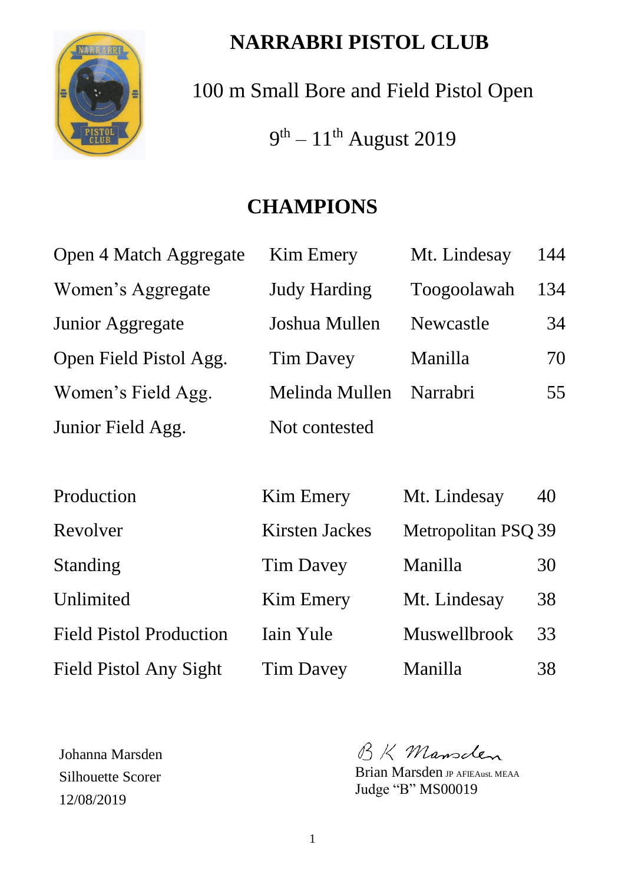# NARRABRI PISTOL CLUB

100 m Small Bore and Field Pistol Open

9th – 11th August 2019

## CHAMPIONS

| | | | |
|---|---|---|---|
| Open 4 Match Aggregate | Kim Emery | Mt. Lindesay | 144 |
| Women's Aggregate | Judy Harding | Toogoolawah | 134 |
| Junior Aggregate | Joshua Mullen | Newcastle | 34 |
| Open Field Pistol Agg. | Tim Davey | Manilla | 70 |
| Women's Field Agg. | Melinda Mullen | Narrabri | 55 |
| Junior Field Agg. | Not contested | | |

| | | | |
|---|---|---|---|
| Production | Kim Emery | Mt. Lindesay | 40 |
| Revolver | Kirsten Jackes | Metropolitan PSQ | 39 |
| Standing | Tim Davey | Manilla | 30 |
| Unlimited | Kim Emery | Mt. Lindesay | 38 |
| Field Pistol Production | Iain Yule | Muswellbrook | 33 |
| Field Pistol Any Sight | Tim Davey | Manilla | 38 |

Johanna Marsden
Silhouette Scorer
12/08/2019

B K Marsden
Brian Marsden JP AFIEAust. MEAA
Judge "B" MS00019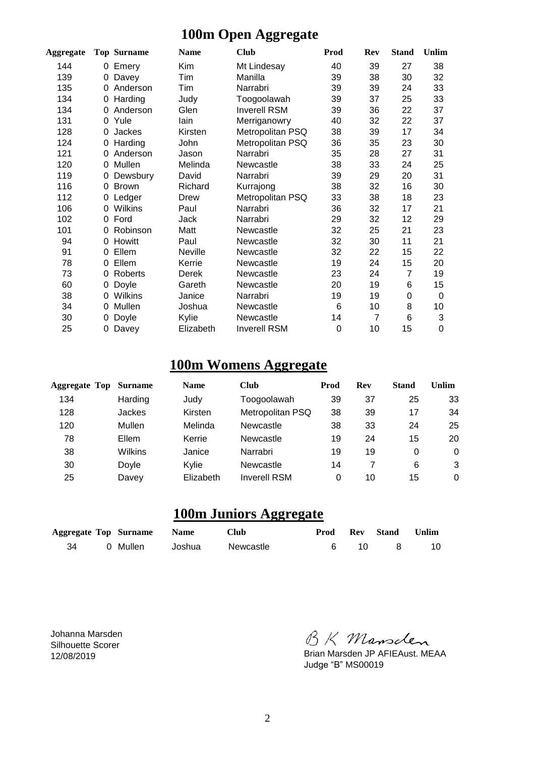# 100m Open Aggregate

| Aggregate | Top | Surname | Name | Club | Prod | Rev | Stand | Unlim |
|---|---|---|---|---|---|---|---|---|
| 144 | 0 | Emery | Kim | Mt Lindesay | 40 | 39 | 27 | 38 |
| 139 | 0 | Davey | Tim | Manilla | 39 | 38 | 30 | 32 |
| 135 | 0 | Anderson | Tim | Narrabri | 39 | 39 | 24 | 33 |
| 134 | 0 | Harding | Judy | Toogoolawah | 39 | 37 | 25 | 33 |
| 134 | 0 | Anderson | Glen | Inverell RSM | 39 | 36 | 22 | 37 |
| 131 | 0 | Yule | Iain | Merriganowry | 40 | 32 | 22 | 37 |
| 128 | 0 | Jackes | Kirsten | Metropolitan PSQ | 38 | 39 | 17 | 34 |
| 124 | 0 | Harding | John | Metropolitan PSQ | 36 | 35 | 23 | 30 |
| 121 | 0 | Anderson | Jason | Narrabri | 35 | 28 | 27 | 31 |
| 120 | 0 | Mullen | Melinda | Newcastle | 38 | 33 | 24 | 25 |
| 119 | 0 | Dewsbury | David | Narrabri | 39 | 29 | 20 | 31 |
| 116 | 0 | Brown | Richard | Kurrajong | 38 | 32 | 16 | 30 |
| 112 | 0 | Ledger | Drew | Metropolitan PSQ | 33 | 38 | 18 | 23 |
| 106 | 0 | Wilkins | Paul | Narrabri | 36 | 32 | 17 | 21 |
| 102 | 0 | Ford | Jack | Narrabri | 29 | 32 | 12 | 29 |
| 101 | 0 | Robinson | Matt | Newcastle | 32 | 25 | 21 | 23 |
| 94 | 0 | Howitt | Paul | Newcastle | 32 | 30 | 11 | 21 |
| 91 | 0 | Ellem | Neville | Newcastle | 32 | 22 | 15 | 22 |
| 78 | 0 | Ellem | Kerrie | Newcastle | 19 | 24 | 15 | 20 |
| 73 | 0 | Roberts | Derek | Newcastle | 23 | 24 | 7 | 19 |
| 60 | 0 | Doyle | Gareth | Newcastle | 20 | 19 | 6 | 15 |
| 38 | 0 | Wilkins | Janice | Narrabri | 19 | 19 | 0 | 0 |
| 34 | 0 | Mullen | Joshua | Newcastle | 6 | 10 | 8 | 10 |
| 30 | 0 | Doyle | Kylie | Newcastle | 14 | 7 | 6 | 3 |
| 25 | 0 | Davey | Elizabeth | Inverell RSM | 0 | 10 | 15 | 0 |

# 100m Womens Aggregate

| Aggregate | Top | Surname | Name | Club | Prod | Rev | Stand | Unlim |
|---|---|---|---|---|---|---|---|---|
| 134 | | Harding | Judy | Toogoolawah | 39 | 37 | 25 | 33 |
| 128 | | Jackes | Kirsten | Metropolitan PSQ | 38 | 39 | 17 | 34 |
| 120 | | Mullen | Melinda | Newcastle | 38 | 33 | 24 | 25 |
| 78 | | Ellem | Kerrie | Newcastle | 19 | 24 | 15 | 20 |
| 38 | | Wilkins | Janice | Narrabri | 19 | 19 | 0 | 0 |
| 30 | | Doyle | Kylie | Newcastle | 14 | 7 | 6 | 3 |
| 25 | | Davey | Elizabeth | Inverell RSM | 0 | 10 | 15 | 0 |

# 100m Juniors Aggregate

| Aggregate | Top | Surname | Name | Club | Prod | Rev | Stand | Unlim |
|---|---|---|---|---|---|---|---|---|
| 34 | 0 | Mullen | Joshua | Newcastle | 6 | 10 | 8 | 10 |

Johanna Marsden
Silhouette Scorer
12/08/2019

B K Marsden
Brian Marsden JP AFIEAust. MEAA
Judge "B" MS00019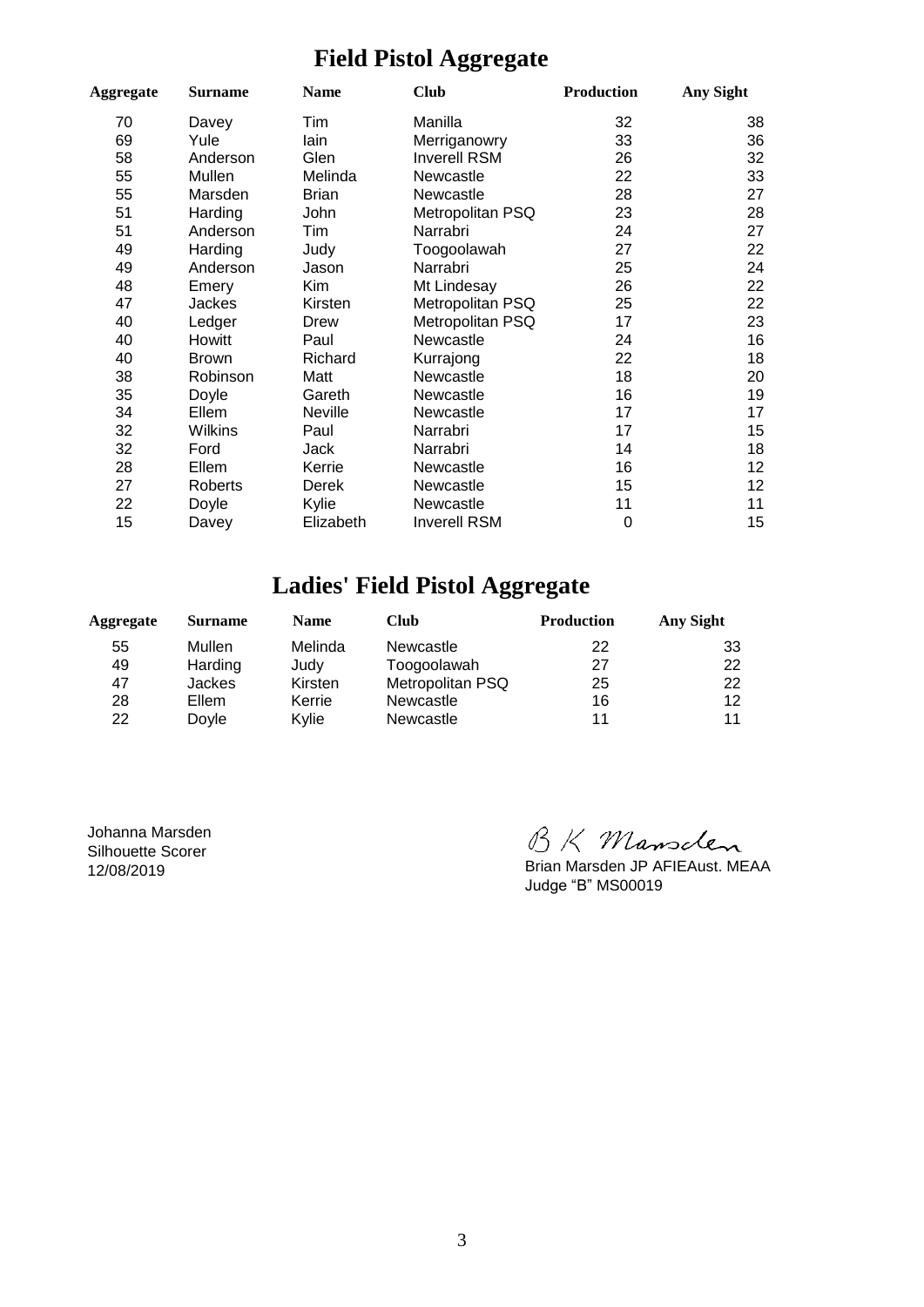# Field Pistol Aggregate

| Aggregate | Surname | Name | Club | Production | Any Sight |
|---|---|---|---|---|---|
| 70 | Davey | Tim | Manilla | 32 | 38 |
| 69 | Yule | Iain | Merriganowry | 33 | 36 |
| 58 | Anderson | Glen | Inverell RSM | 26 | 32 |
| 55 | Mullen | Melinda | Newcastle | 22 | 33 |
| 55 | Marsden | Brian | Newcastle | 28 | 27 |
| 51 | Harding | John | Metropolitan PSQ | 23 | 28 |
| 51 | Anderson | Tim | Narrabri | 24 | 27 |
| 49 | Harding | Judy | Toogoolawah | 27 | 22 |
| 49 | Anderson | Jason | Narrabri | 25 | 24 |
| 48 | Emery | Kim | Mt Lindesay | 26 | 22 |
| 47 | Jackes | Kirsten | Metropolitan PSQ | 25 | 22 |
| 40 | Ledger | Drew | Metropolitan PSQ | 17 | 23 |
| 40 | Howitt | Paul | Newcastle | 24 | 16 |
| 40 | Brown | Richard | Kurrajong | 22 | 18 |
| 38 | Robinson | Matt | Newcastle | 18 | 20 |
| 35 | Doyle | Gareth | Newcastle | 16 | 19 |
| 34 | Ellem | Neville | Newcastle | 17 | 17 |
| 32 | Wilkins | Paul | Narrabri | 17 | 15 |
| 32 | Ford | Jack | Narrabri | 14 | 18 |
| 28 | Ellem | Kerrie | Newcastle | 16 | 12 |
| 27 | Roberts | Derek | Newcastle | 15 | 12 |
| 22 | Doyle | Kylie | Newcastle | 11 | 11 |
| 15 | Davey | Elizabeth | Inverell RSM | 0 | 15 |

# Ladies' Field Pistol Aggregate

| Aggregate | Surname | Name | Club | Production | Any Sight |
|---|---|---|---|---|---|
| 55 | Mullen | Melinda | Newcastle | 22 | 33 |
| 49 | Harding | Judy | Toogoolawah | 27 | 22 |
| 47 | Jackes | Kirsten | Metropolitan PSQ | 25 | 22 |
| 28 | Ellem | Kerrie | Newcastle | 16 | 12 |
| 22 | Doyle | Kylie | Newcastle | 11 | 11 |

Johanna Marsden
Silhouette Scorer
12/08/2019

B K Marsden
Brian Marsden JP AFIEAust. MEAA
Judge "B" MS00019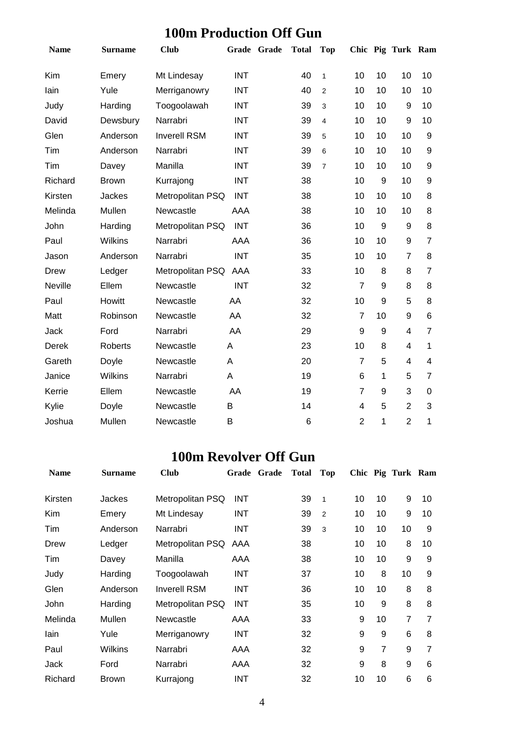# 100m Production Off Gun

| Name | Surname | Club | Grade | Grade | Total | Top | Chic | Pig | Turk | Ram |
|---|---|---|---|---|---|---|---|---|---|---|
| Kim | Emery | Mt Lindesay | INT | | 40 | 1 | 10 | 10 | 10 | 10 |
| Iain | Yule | Merriganowry | INT | | 40 | 2 | 10 | 10 | 10 | 10 |
| Judy | Harding | Toogoolawah | INT | | 39 | 3 | 10 | 10 | 9 | 10 |
| David | Dewsbury | Narrabri | INT | | 39 | 4 | 10 | 10 | 9 | 10 |
| Glen | Anderson | Inverell RSM | INT | | 39 | 5 | 10 | 10 | 10 | 9 |
| Tim | Anderson | Narrabri | INT | | 39 | 6 | 10 | 10 | 10 | 9 |
| Tim | Davey | Manilla | INT | | 39 | 7 | 10 | 10 | 10 | 9 |
| Richard | Brown | Kurrajong | INT | | 38 | | 10 | 9 | 10 | 9 |
| Kirsten | Jackes | Metropolitan PSQ | INT | | 38 | | 10 | 10 | 10 | 8 |
| Melinda | Mullen | Newcastle | AAA | | 38 | | 10 | 10 | 10 | 8 |
| John | Harding | Metropolitan PSQ | INT | | 36 | | 10 | 9 | 9 | 8 |
| Paul | Wilkins | Narrabri | AAA | | 36 | | 10 | 10 | 9 | 7 |
| Jason | Anderson | Narrabri | INT | | 35 | | 10 | 10 | 7 | 8 |
| Drew | Ledger | Metropolitan PSQ | AAA | | 33 | | 10 | 8 | 8 | 7 |
| Neville | Ellem | Newcastle | INT | | 32 | | 7 | 9 | 8 | 8 |
| Paul | Howitt | Newcastle | AA | | 32 | | 10 | 9 | 5 | 8 |
| Matt | Robinson | Newcastle | AA | | 32 | | 7 | 10 | 9 | 6 |
| Jack | Ford | Narrabri | AA | | 29 | | 9 | 9 | 4 | 7 |
| Derek | Roberts | Newcastle | A | | 23 | | 10 | 8 | 4 | 1 |
| Gareth | Doyle | Newcastle | A | | 20 | | 7 | 5 | 4 | 4 |
| Janice | Wilkins | Narrabri | A | | 19 | | 6 | 1 | 5 | 7 |
| Kerrie | Ellem | Newcastle | AA | | 19 | | 7 | 9 | 3 | 0 |
| Kylie | Doyle | Newcastle | B | | 14 | | 4 | 5 | 2 | 3 |
| Joshua | Mullen | Newcastle | B | | 6 | | 2 | 1 | 2 | 1 |

# 100m Revolver Off Gun

| Name | Surname | Club | Grade | Grade | Total | Top | Chic | Pig | Turk | Ram |
|---|---|---|---|---|---|---|---|---|---|---|
| Kirsten | Jackes | Metropolitan PSQ | INT | | 39 | 1 | 10 | 10 | 9 | 10 |
| Kim | Emery | Mt Lindesay | INT | | 39 | 2 | 10 | 10 | 9 | 10 |
| Tim | Anderson | Narrabri | INT | | 39 | 3 | 10 | 10 | 10 | 9 |
| Drew | Ledger | Metropolitan PSQ | AAA | | 38 | | 10 | 10 | 8 | 10 |
| Tim | Davey | Manilla | AAA | | 38 | | 10 | 10 | 9 | 9 |
| Judy | Harding | Toogoolawah | INT | | 37 | | 10 | 8 | 10 | 9 |
| Glen | Anderson | Inverell RSM | INT | | 36 | | 10 | 10 | 8 | 8 |
| John | Harding | Metropolitan PSQ | INT | | 35 | | 10 | 9 | 8 | 8 |
| Melinda | Mullen | Newcastle | AAA | | 33 | | 9 | 10 | 7 | 7 |
| Iain | Yule | Merriganowry | INT | | 32 | | 9 | 9 | 6 | 8 |
| Paul | Wilkins | Narrabri | AAA | | 32 | | 9 | 7 | 9 | 7 |
| Jack | Ford | Narrabri | AAA | | 32 | | 9 | 8 | 9 | 6 |
| Richard | Brown | Kurrajong | INT | | 32 | | 10 | 10 | 6 | 6 |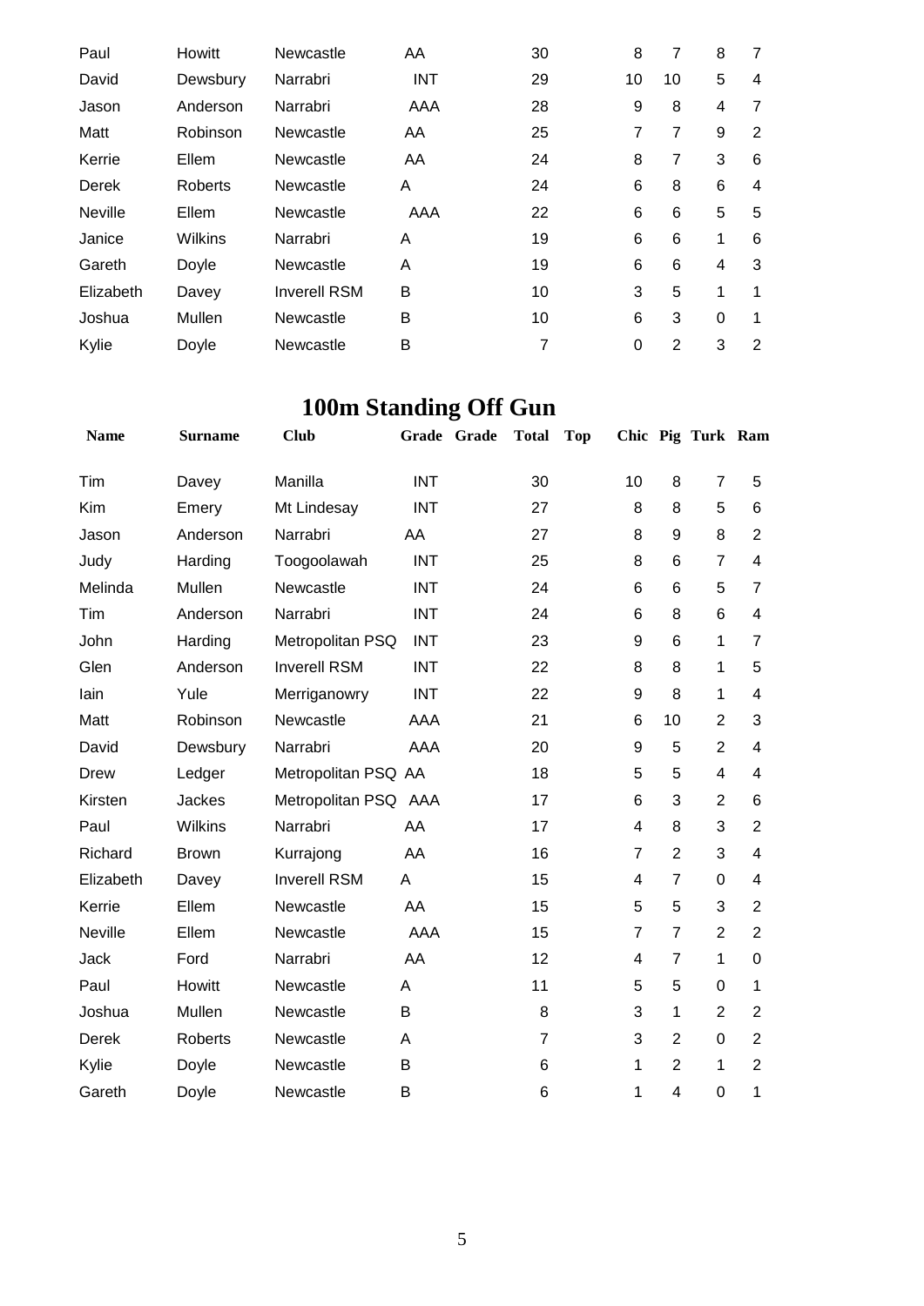| | | | | | | | | | |
|---|---|---|---|---|---|---|---|---|---|
| Paul | Howitt | Newcastle | AA | 30 | | 8 | 7 | 8 | 7 |
| David | Dewsbury | Narrabri | INT | 29 | | 10 | 10 | 5 | 4 |
| Jason | Anderson | Narrabri | AAA | 28 | | 9 | 8 | 4 | 7 |
| Matt | Robinson | Newcastle | AA | 25 | | 7 | 7 | 9 | 2 |
| Kerrie | Ellem | Newcastle | AA | 24 | | 8 | 7 | 3 | 6 |
| Derek | Roberts | Newcastle | A | 24 | | 6 | 8 | 6 | 4 |
| Neville | Ellem | Newcastle | AAA | 22 | | 6 | 6 | 5 | 5 |
| Janice | Wilkins | Narrabri | A | 19 | | 6 | 6 | 1 | 6 |
| Gareth | Doyle | Newcastle | A | 19 | | 6 | 6 | 4 | 3 |
| Elizabeth | Davey | Inverell RSM | B | 10 | | 3 | 5 | 1 | 1 |
| Joshua | Mullen | Newcastle | B | 10 | | 6 | 3 | 0 | 1 |
| Kylie | Doyle | Newcastle | B | 7 | | 0 | 2 | 3 | 2 |

# 100m Standing Off Gun

| Name | Surname | Club | Grade | Grade | Total | Top | Chic | Pig | Turk | Ram |
|---|---|---|---|---|---|---|---|---|---|---|
| Tim | Davey | Manilla | INT | | 30 | | 10 | 8 | 7 | 5 |
| Kim | Emery | Mt Lindesay | INT | | 27 | | 8 | 8 | 5 | 6 |
| Jason | Anderson | Narrabri | AA | | 27 | | 8 | 9 | 8 | 2 |
| Judy | Harding | Toogoolawah | INT | | 25 | | 8 | 6 | 7 | 4 |
| Melinda | Mullen | Newcastle | INT | | 24 | | 6 | 6 | 5 | 7 |
| Tim | Anderson | Narrabri | INT | | 24 | | 6 | 8 | 6 | 4 |
| John | Harding | Metropolitan PSQ | INT | | 23 | | 9 | 6 | 1 | 7 |
| Glen | Anderson | Inverell RSM | INT | | 22 | | 8 | 8 | 1 | 5 |
| Iain | Yule | Merriganowry | INT | | 22 | | 9 | 8 | 1 | 4 |
| Matt | Robinson | Newcastle | AAA | | 21 | | 6 | 10 | 2 | 3 |
| David | Dewsbury | Narrabri | AAA | | 20 | | 9 | 5 | 2 | 4 |
| Drew | Ledger | Metropolitan PSQ | AA | | 18 | | 5 | 5 | 4 | 4 |
| Kirsten | Jackes | Metropolitan PSQ | AAA | | 17 | | 6 | 3 | 2 | 6 |
| Paul | Wilkins | Narrabri | AA | | 17 | | 4 | 8 | 3 | 2 |
| Richard | Brown | Kurrajong | AA | | 16 | | 7 | 2 | 3 | 4 |
| Elizabeth | Davey | Inverell RSM | A | | 15 | | 4 | 7 | 0 | 4 |
| Kerrie | Ellem | Newcastle | AA | | 15 | | 5 | 5 | 3 | 2 |
| Neville | Ellem | Newcastle | AAA | | 15 | | 7 | 7 | 2 | 2 |
| Jack | Ford | Narrabri | AA | | 12 | | 4 | 7 | 1 | 0 |
| Paul | Howitt | Newcastle | A | | 11 | | 5 | 5 | 0 | 1 |
| Joshua | Mullen | Newcastle | B | | 8 | | 3 | 1 | 2 | 2 |
| Derek | Roberts | Newcastle | A | | 7 | | 3 | 2 | 0 | 2 |
| Kylie | Doyle | Newcastle | B | | 6 | | 1 | 2 | 1 | 2 |
| Gareth | Doyle | Newcastle | B | | 6 | | 1 | 4 | 0 | 1 |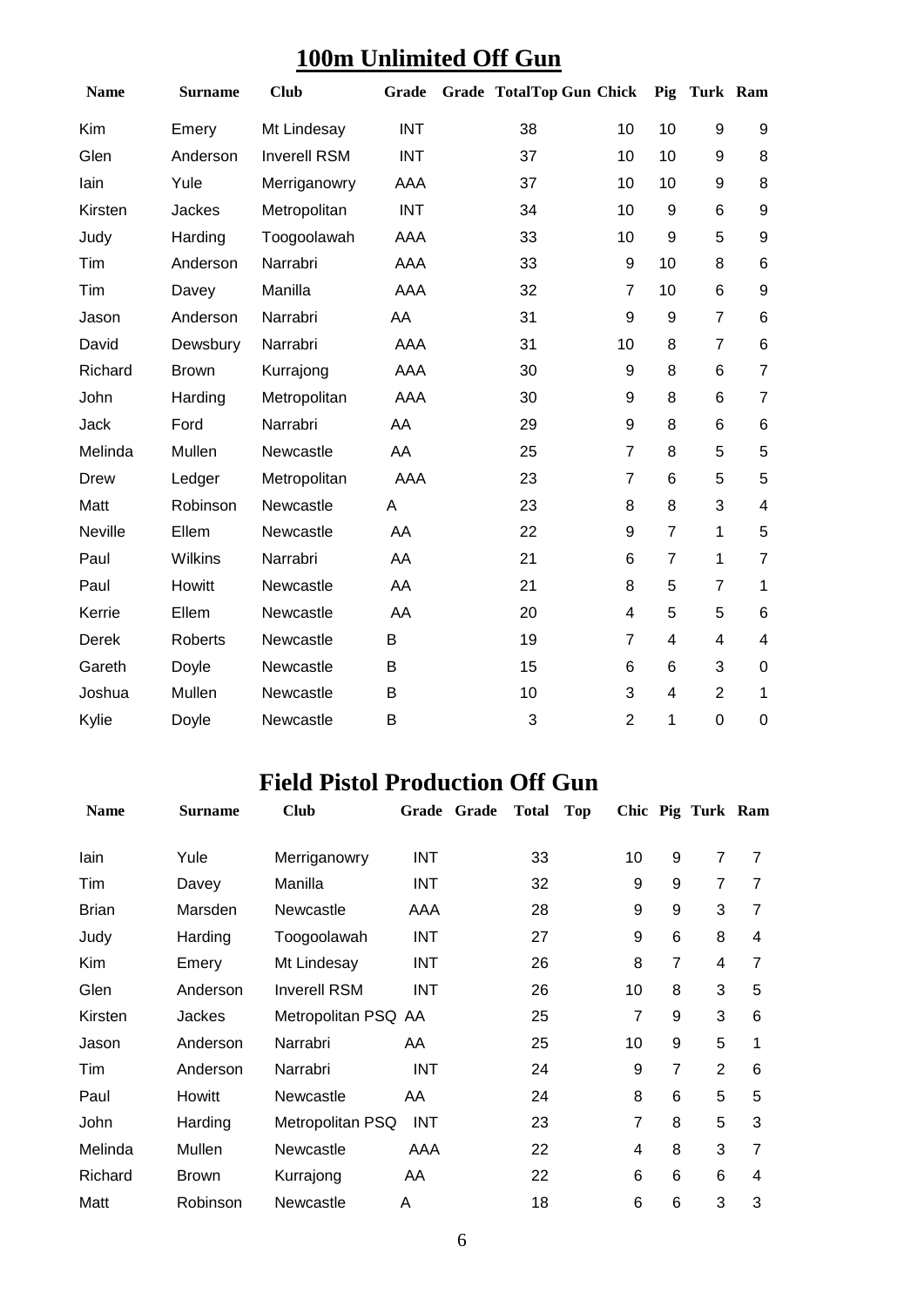## 100m Unlimited Off Gun

| Name | Surname | Club | Grade | Grade | Total | Top Gun | Chick | Pig | Turk | Ram |
|---|---|---|---|---|---|---|---|---|---|---|
| Kim | Emery | Mt Lindesay | INT | | 38 | | 10 | 10 | 9 | 9 |
| Glen | Anderson | Inverell RSM | INT | | 37 | | 10 | 10 | 9 | 8 |
| Iain | Yule | Merriganowry | AAA | | 37 | | 10 | 10 | 9 | 8 |
| Kirsten | Jackes | Metropolitan | INT | | 34 | | 10 | 9 | 6 | 9 |
| Judy | Harding | Toogoolawah | AAA | | 33 | | 10 | 9 | 5 | 9 |
| Tim | Anderson | Narrabri | AAA | | 33 | | 9 | 10 | 8 | 6 |
| Tim | Davey | Manilla | AAA | | 32 | | 7 | 10 | 6 | 9 |
| Jason | Anderson | Narrabri | AA | | 31 | | 9 | 9 | 7 | 6 |
| David | Dewsbury | Narrabri | AAA | | 31 | | 10 | 8 | 7 | 6 |
| Richard | Brown | Kurrajong | AAA | | 30 | | 9 | 8 | 6 | 7 |
| John | Harding | Metropolitan | AAA | | 30 | | 9 | 8 | 6 | 7 |
| Jack | Ford | Narrabri | AA | | 29 | | 9 | 8 | 6 | 6 |
| Melinda | Mullen | Newcastle | AA | | 25 | | 7 | 8 | 5 | 5 |
| Drew | Ledger | Metropolitan | AAA | | 23 | | 7 | 6 | 5 | 5 |
| Matt | Robinson | Newcastle | A | | 23 | | 8 | 8 | 3 | 4 |
| Neville | Ellem | Newcastle | AA | | 22 | | 9 | 7 | 1 | 5 |
| Paul | Wilkins | Narrabri | AA | | 21 | | 6 | 7 | 1 | 7 |
| Paul | Howitt | Newcastle | AA | | 21 | | 8 | 5 | 7 | 1 |
| Kerrie | Ellem | Newcastle | AA | | 20 | | 4 | 5 | 5 | 6 |
| Derek | Roberts | Newcastle | B | | 19 | | 7 | 4 | 4 | 4 |
| Gareth | Doyle | Newcastle | B | | 15 | | 6 | 6 | 3 | 0 |
| Joshua | Mullen | Newcastle | B | | 10 | | 3 | 4 | 2 | 1 |
| Kylie | Doyle | Newcastle | B | | 3 | | 2 | 1 | 0 | 0 |

## Field Pistol Production Off Gun

| Name | Surname | Club | Grade | Grade | Total | Top | Chic | Pig | Turk | Ram |
|---|---|---|---|---|---|---|---|---|---|---|
| Iain | Yule | Merriganowry | INT | | 33 | | 10 | 9 | 7 | 7 |
| Tim | Davey | Manilla | INT | | 32 | | 9 | 9 | 7 | 7 |
| Brian | Marsden | Newcastle | AAA | | 28 | | 9 | 9 | 3 | 7 |
| Judy | Harding | Toogoolawah | INT | | 27 | | 9 | 6 | 8 | 4 |
| Kim | Emery | Mt Lindesay | INT | | 26 | | 8 | 7 | 4 | 7 |
| Glen | Anderson | Inverell RSM | INT | | 26 | | 10 | 8 | 3 | 5 |
| Kirsten | Jackes | Metropolitan PSQ | AA | | 25 | | 7 | 9 | 3 | 6 |
| Jason | Anderson | Narrabri | AA | | 25 | | 10 | 9 | 5 | 1 |
| Tim | Anderson | Narrabri | INT | | 24 | | 9 | 7 | 2 | 6 |
| Paul | Howitt | Newcastle | AA | | 24 | | 8 | 6 | 5 | 5 |
| John | Harding | Metropolitan PSQ | INT | | 23 | | 7 | 8 | 5 | 3 |
| Melinda | Mullen | Newcastle | AAA | | 22 | | 4 | 8 | 3 | 7 |
| Richard | Brown | Kurrajong | AA | | 22 | | 6 | 6 | 6 | 4 |
| Matt | Robinson | Newcastle | A | | 18 | | 6 | 6 | 3 | 3 |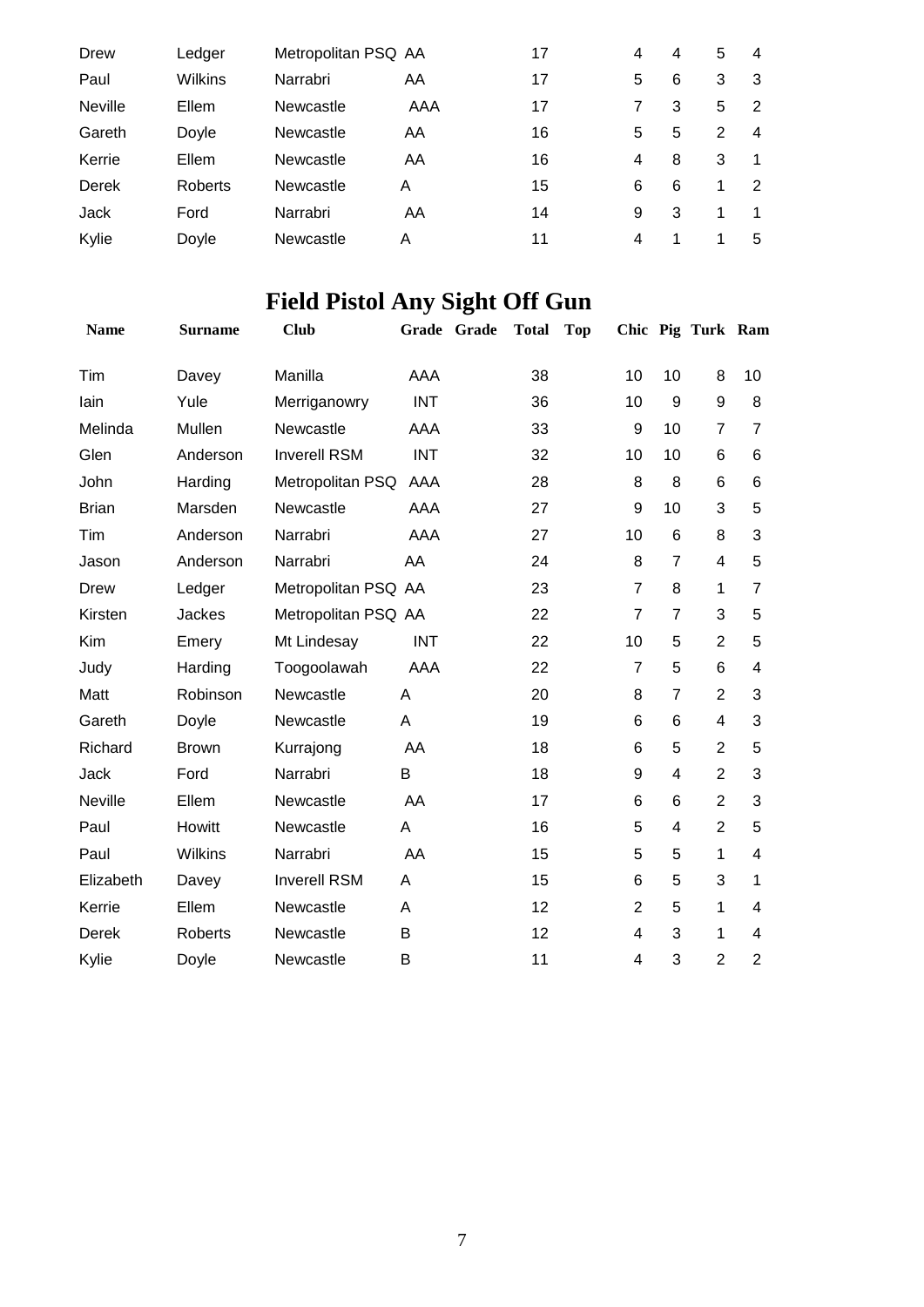| | | | | | | | | | | |
|---|---|---|---|---|---|---|---|---|---|---|
| Drew | Ledger | Metropolitan PSQ | AA | | 17 | | 4 | 4 | 5 | 4 |
| Paul | Wilkins | Narrabri | AA | | 17 | | 5 | 6 | 3 | 3 |
| Neville | Ellem | Newcastle | AAA | | 17 | | 7 | 3 | 5 | 2 |
| Gareth | Doyle | Newcastle | AA | | 16 | | 5 | 5 | 2 | 4 |
| Kerrie | Ellem | Newcastle | AA | | 16 | | 4 | 8 | 3 | 1 |
| Derek | Roberts | Newcastle | A | | 15 | | 6 | 6 | 1 | 2 |
| Jack | Ford | Narrabri | AA | | 14 | | 9 | 3 | 1 | 1 |
| Kylie | Doyle | Newcastle | A | | 11 | | 4 | 1 | 1 | 5 |

## Field Pistol Any Sight Off Gun

| Name | Surname | Club | Grade | Grade | Total | Top | Chic | Pig | Turk | Ram |
|---|---|---|---|---|---|---|---|---|---|---|
| Tim | Davey | Manilla | AAA | | 38 | | 10 | 10 | 8 | 10 |
| Iain | Yule | Merriganowry | INT | | 36 | | 10 | 9 | 9 | 8 |
| Melinda | Mullen | Newcastle | AAA | | 33 | | 9 | 10 | 7 | 7 |
| Glen | Anderson | Inverell RSM | INT | | 32 | | 10 | 10 | 6 | 6 |
| John | Harding | Metropolitan PSQ | AAA | | 28 | | 8 | 8 | 6 | 6 |
| Brian | Marsden | Newcastle | AAA | | 27 | | 9 | 10 | 3 | 5 |
| Tim | Anderson | Narrabri | AAA | | 27 | | 10 | 6 | 8 | 3 |
| Jason | Anderson | Narrabri | AA | | 24 | | 8 | 7 | 4 | 5 |
| Drew | Ledger | Metropolitan PSQ | AA | | 23 | | 7 | 8 | 1 | 7 |
| Kirsten | Jackes | Metropolitan PSQ | AA | | 22 | | 7 | 7 | 3 | 5 |
| Kim | Emery | Mt Lindesay | INT | | 22 | | 10 | 5 | 2 | 5 |
| Judy | Harding | Toogoolawah | AAA | | 22 | | 7 | 5 | 6 | 4 |
| Matt | Robinson | Newcastle | A | | 20 | | 8 | 7 | 2 | 3 |
| Gareth | Doyle | Newcastle | A | | 19 | | 6 | 6 | 4 | 3 |
| Richard | Brown | Kurrajong | AA | | 18 | | 6 | 5 | 2 | 5 |
| Jack | Ford | Narrabri | B | | 18 | | 9 | 4 | 2 | 3 |
| Neville | Ellem | Newcastle | AA | | 17 | | 6 | 6 | 2 | 3 |
| Paul | Howitt | Newcastle | A | | 16 | | 5 | 4 | 2 | 5 |
| Paul | Wilkins | Narrabri | AA | | 15 | | 5 | 5 | 1 | 4 |
| Elizabeth | Davey | Inverell RSM | A | | 15 | | 6 | 5 | 3 | 1 |
| Kerrie | Ellem | Newcastle | A | | 12 | | 2 | 5 | 1 | 4 |
| Derek | Roberts | Newcastle | B | | 12 | | 4 | 3 | 1 | 4 |
| Kylie | Doyle | Newcastle | B | | 11 | | 4 | 3 | 2 | 2 |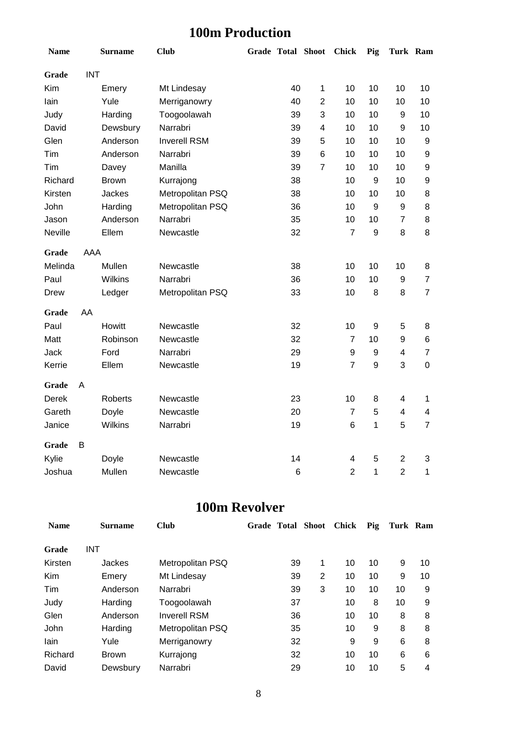# 100m Production

| Name | Surname | Club | Grade | Total | Shoot | Chick | Pig | Turk | Ram |
|---|---|---|---|---|---|---|---|---|---|
| **Grade** | INT | | | | | | | | |
| Kim | Emery | Mt Lindesay | | 40 | 1 | 10 | 10 | 10 | 10 |
| Iain | Yule | Merriganowry | | 40 | 2 | 10 | 10 | 10 | 10 |
| Judy | Harding | Toogoolawah | | 39 | 3 | 10 | 10 | 9 | 10 |
| David | Dewsbury | Narrabri | | 39 | 4 | 10 | 10 | 9 | 10 |
| Glen | Anderson | Inverell RSM | | 39 | 5 | 10 | 10 | 10 | 9 |
| Tim | Anderson | Narrabri | | 39 | 6 | 10 | 10 | 10 | 9 |
| Tim | Davey | Manilla | | 39 | 7 | 10 | 10 | 10 | 9 |
| Richard | Brown | Kurrajong | | 38 | | 10 | 9 | 10 | 9 |
| Kirsten | Jackes | Metropolitan PSQ | | 38 | | 10 | 10 | 10 | 8 |
| John | Harding | Metropolitan PSQ | | 36 | | 10 | 9 | 9 | 8 |
| Jason | Anderson | Narrabri | | 35 | | 10 | 10 | 7 | 8 |
| Neville | Ellem | Newcastle | | 32 | | 7 | 9 | 8 | 8 |
| **Grade** | AAA | | | | | | | | |
| Melinda | Mullen | Newcastle | | 38 | | 10 | 10 | 10 | 8 |
| Paul | Wilkins | Narrabri | | 36 | | 10 | 10 | 9 | 7 |
| Drew | Ledger | Metropolitan PSQ | | 33 | | 10 | 8 | 8 | 7 |
| **Grade** | AA | | | | | | | | |
| Paul | Howitt | Newcastle | | 32 | | 10 | 9 | 5 | 8 |
| Matt | Robinson | Newcastle | | 32 | | 7 | 10 | 9 | 6 |
| Jack | Ford | Narrabri | | 29 | | 9 | 9 | 4 | 7 |
| Kerrie | Ellem | Newcastle | | 19 | | 7 | 9 | 3 | 0 |
| **Grade** | A | | | | | | | | |
| Derek | Roberts | Newcastle | | 23 | | 10 | 8 | 4 | 1 |
| Gareth | Doyle | Newcastle | | 20 | | 7 | 5 | 4 | 4 |
| Janice | Wilkins | Narrabri | | 19 | | 6 | 1 | 5 | 7 |
| **Grade** | B | | | | | | | | |
| Kylie | Doyle | Newcastle | | 14 | | 4 | 5 | 2 | 3 |
| Joshua | Mullen | Newcastle | | 6 | | 2 | 1 | 2 | 1 |

# 100m Revolver

| Name | Surname | Club | Grade | Total | Shoot | Chick | Pig | Turk | Ram |
|---|---|---|---|---|---|---|---|---|---|
| **Grade** | INT | | | | | | | | |
| Kirsten | Jackes | Metropolitan PSQ | | 39 | 1 | 10 | 10 | 9 | 10 |
| Kim | Emery | Mt Lindesay | | 39 | 2 | 10 | 10 | 9 | 10 |
| Tim | Anderson | Narrabri | | 39 | 3 | 10 | 10 | 10 | 9 |
| Judy | Harding | Toogoolawah | | 37 | | 10 | 8 | 10 | 9 |
| Glen | Anderson | Inverell RSM | | 36 | | 10 | 10 | 8 | 8 |
| John | Harding | Metropolitan PSQ | | 35 | | 10 | 9 | 8 | 8 |
| Iain | Yule | Merriganowry | | 32 | | 9 | 9 | 6 | 8 |
| Richard | Brown | Kurrajong | | 32 | | 10 | 10 | 6 | 6 |
| David | Dewsbury | Narrabri | | 29 | | 10 | 10 | 5 | 4 |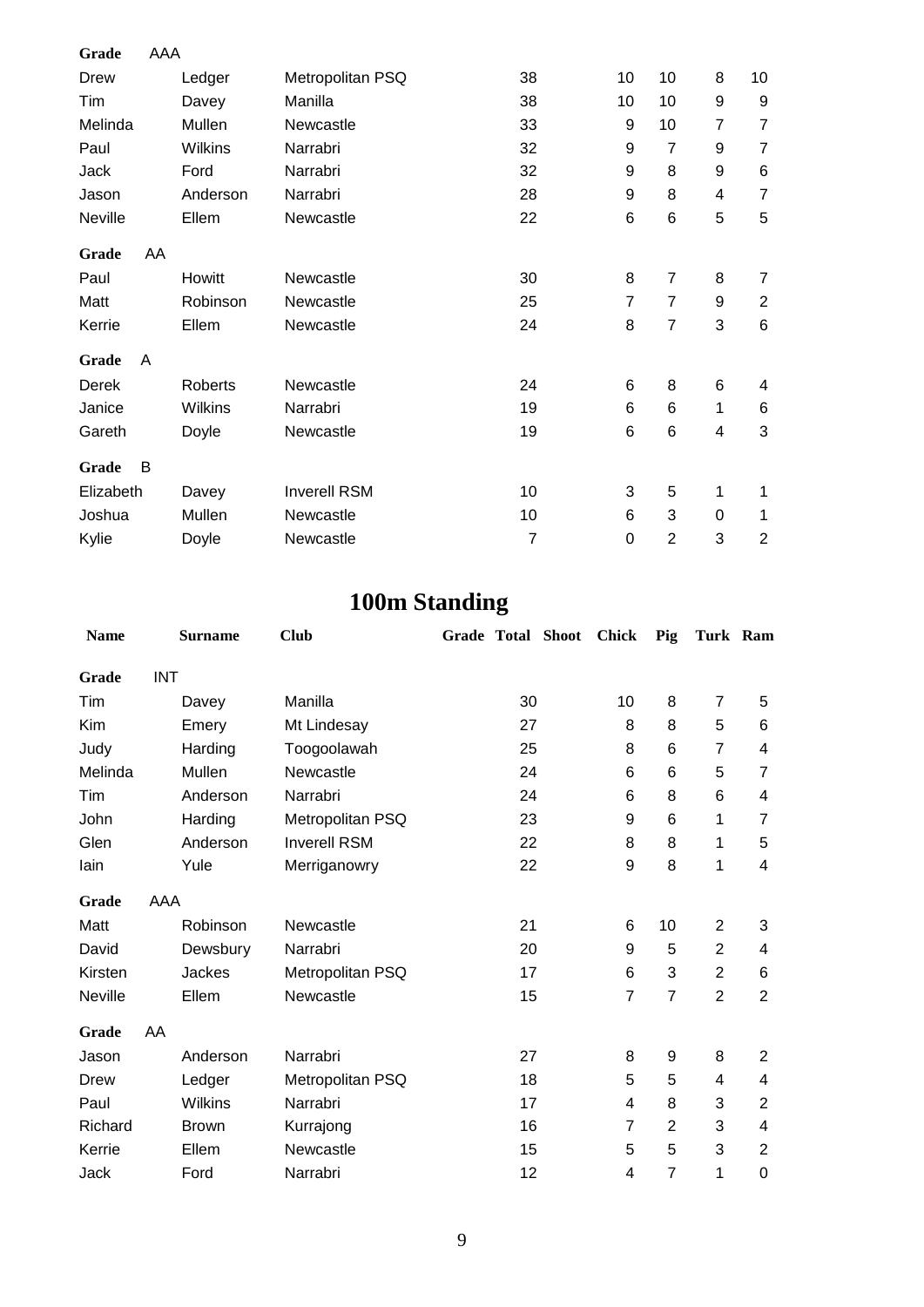| Name | Surname | Club | Grade | Total | Shoot | Chick | Pig | Turk | Ram |
|---|---|---|---|---|---|---|---|---|---|
| **Grade** | AAA | | | | | | | | |
| Drew | Ledger | Metropolitan PSQ | | 38 | | 10 | 10 | 8 | 10 |
| Tim | Davey | Manilla | | 38 | | 10 | 10 | 9 | 9 |
| Melinda | Mullen | Newcastle | | 33 | | 9 | 10 | 7 | 7 |
| Paul | Wilkins | Narrabri | | 32 | | 9 | 7 | 9 | 7 |
| Jack | Ford | Narrabri | | 32 | | 9 | 8 | 9 | 6 |
| Jason | Anderson | Narrabri | | 28 | | 9 | 8 | 4 | 7 |
| Neville | Ellem | Newcastle | | 22 | | 6 | 6 | 5 | 5 |
| **Grade** | AA | | | | | | | | |
| Paul | Howitt | Newcastle | | 30 | | 8 | 7 | 8 | 7 |
| Matt | Robinson | Newcastle | | 25 | | 7 | 7 | 9 | 2 |
| Kerrie | Ellem | Newcastle | | 24 | | 8 | 7 | 3 | 6 |
| **Grade** | A | | | | | | | | |
| Derek | Roberts | Newcastle | | 24 | | 6 | 8 | 6 | 4 |
| Janice | Wilkins | Narrabri | | 19 | | 6 | 6 | 1 | 6 |
| Gareth | Doyle | Newcastle | | 19 | | 6 | 6 | 4 | 3 |
| **Grade** | B | | | | | | | | |
| Elizabeth | Davey | Inverell RSM | | 10 | | 3 | 5 | 1 | 1 |
| Joshua | Mullen | Newcastle | | 10 | | 6 | 3 | 0 | 1 |
| Kylie | Doyle | Newcastle | | 7 | | 0 | 2 | 3 | 2 |

# 100m Standing

| Name | Surname | Club | Grade | Total | Shoot | Chick | Pig | Turk | Ram |
|---|---|---|---|---|---|---|---|---|---|
| **Grade** | INT | | | | | | | | |
| Tim | Davey | Manilla | | 30 | | 10 | 8 | 7 | 5 |
| Kim | Emery | Mt Lindesay | | 27 | | 8 | 8 | 5 | 6 |
| Judy | Harding | Toogoolawah | | 25 | | 8 | 6 | 7 | 4 |
| Melinda | Mullen | Newcastle | | 24 | | 6 | 6 | 5 | 7 |
| Tim | Anderson | Narrabri | | 24 | | 6 | 8 | 6 | 4 |
| John | Harding | Metropolitan PSQ | | 23 | | 9 | 6 | 1 | 7 |
| Glen | Anderson | Inverell RSM | | 22 | | 8 | 8 | 1 | 5 |
| Iain | Yule | Merriganowry | | 22 | | 9 | 8 | 1 | 4 |
| **Grade** | AAA | | | | | | | | |
| Matt | Robinson | Newcastle | | 21 | | 6 | 10 | 2 | 3 |
| David | Dewsbury | Narrabri | | 20 | | 9 | 5 | 2 | 4 |
| Kirsten | Jackes | Metropolitan PSQ | | 17 | | 6 | 3 | 2 | 6 |
| Neville | Ellem | Newcastle | | 15 | | 7 | 7 | 2 | 2 |
| **Grade** | AA | | | | | | | | |
| Jason | Anderson | Narrabri | | 27 | | 8 | 9 | 8 | 2 |
| Drew | Ledger | Metropolitan PSQ | | 18 | | 5 | 5 | 4 | 4 |
| Paul | Wilkins | Narrabri | | 17 | | 4 | 8 | 3 | 2 |
| Richard | Brown | Kurrajong | | 16 | | 7 | 2 | 3 | 4 |
| Kerrie | Ellem | Newcastle | | 15 | | 5 | 5 | 3 | 2 |
| Jack | Ford | Narrabri | | 12 | | 4 | 7 | 1 | 0 |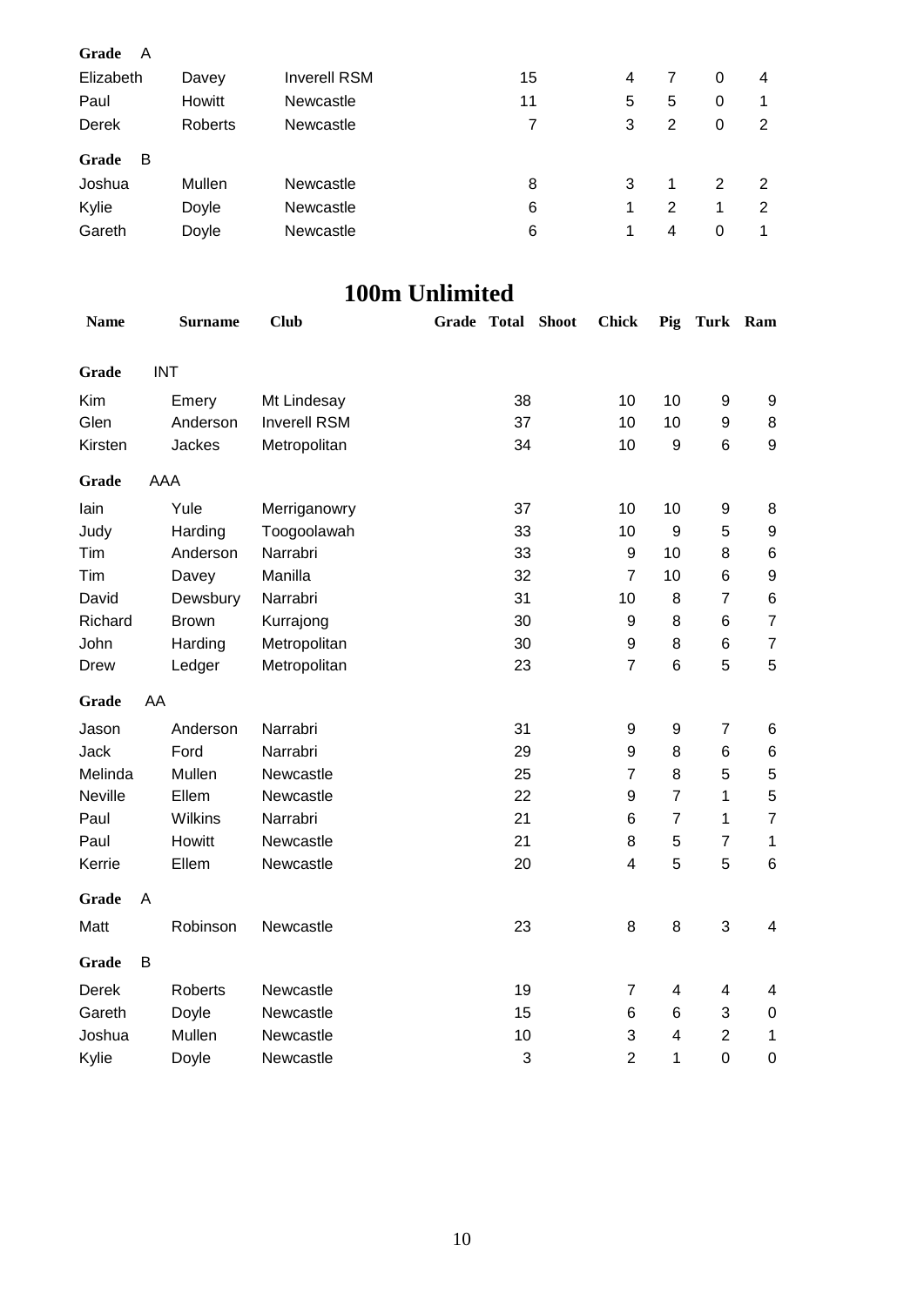| | | | | | | | | | |
|---|---|---|---|---|---|---|---|---|---|
| **Grade** A | | | | | | | | | |
| Elizabeth | Davey | Inverell RSM | | 15 | | 4 | 7 | 0 | 4 |
| Paul | Howitt | Newcastle | | 11 | | 5 | 5 | 0 | 1 |
| Derek | Roberts | Newcastle | | 7 | | 3 | 2 | 0 | 2 |
| **Grade** B | | | | | | | | | |
| Joshua | Mullen | Newcastle | | 8 | | 3 | 1 | 2 | 2 |
| Kylie | Doyle | Newcastle | | 6 | | 1 | 2 | 1 | 2 |
| Gareth | Doyle | Newcastle | | 6 | | 1 | 4 | 0 | 1 |

## 100m Unlimited

| Name | Surname | Club | Grade | Total | Shoot | Chick | Pig | Turk | Ram |
|---|---|---|---|---|---|---|---|---|---|
| **Grade** INT | | | | | | | | | |
| Kim | Emery | Mt Lindesay | | 38 | | 10 | 10 | 9 | 9 |
| Glen | Anderson | Inverell RSM | | 37 | | 10 | 10 | 9 | 8 |
| Kirsten | Jackes | Metropolitan | | 34 | | 10 | 9 | 6 | 9 |
| **Grade** AAA | | | | | | | | | |
| Iain | Yule | Merriganowry | | 37 | | 10 | 10 | 9 | 8 |
| Judy | Harding | Toogoolawah | | 33 | | 10 | 9 | 5 | 9 |
| Tim | Anderson | Narrabri | | 33 | | 9 | 10 | 8 | 6 |
| Tim | Davey | Manilla | | 32 | | 7 | 10 | 6 | 9 |
| David | Dewsbury | Narrabri | | 31 | | 10 | 8 | 7 | 6 |
| Richard | Brown | Kurrajong | | 30 | | 9 | 8 | 6 | 7 |
| John | Harding | Metropolitan | | 30 | | 9 | 8 | 6 | 7 |
| Drew | Ledger | Metropolitan | | 23 | | 7 | 6 | 5 | 5 |
| **Grade** AA | | | | | | | | | |
| Jason | Anderson | Narrabri | | 31 | | 9 | 9 | 7 | 6 |
| Jack | Ford | Narrabri | | 29 | | 9 | 8 | 6 | 6 |
| Melinda | Mullen | Newcastle | | 25 | | 7 | 8 | 5 | 5 |
| Neville | Ellem | Newcastle | | 22 | | 9 | 7 | 1 | 5 |
| Paul | Wilkins | Narrabri | | 21 | | 6 | 7 | 1 | 7 |
| Paul | Howitt | Newcastle | | 21 | | 8 | 5 | 7 | 1 |
| Kerrie | Ellem | Newcastle | | 20 | | 4 | 5 | 5 | 6 |
| **Grade** A | | | | | | | | | |
| Matt | Robinson | Newcastle | | 23 | | 8 | 8 | 3 | 4 |
| **Grade** B | | | | | | | | | |
| Derek | Roberts | Newcastle | | 19 | | 7 | 4 | 4 | 4 |
| Gareth | Doyle | Newcastle | | 15 | | 6 | 6 | 3 | 0 |
| Joshua | Mullen | Newcastle | | 10 | | 3 | 4 | 2 | 1 |
| Kylie | Doyle | Newcastle | | 3 | | 2 | 1 | 0 | 0 |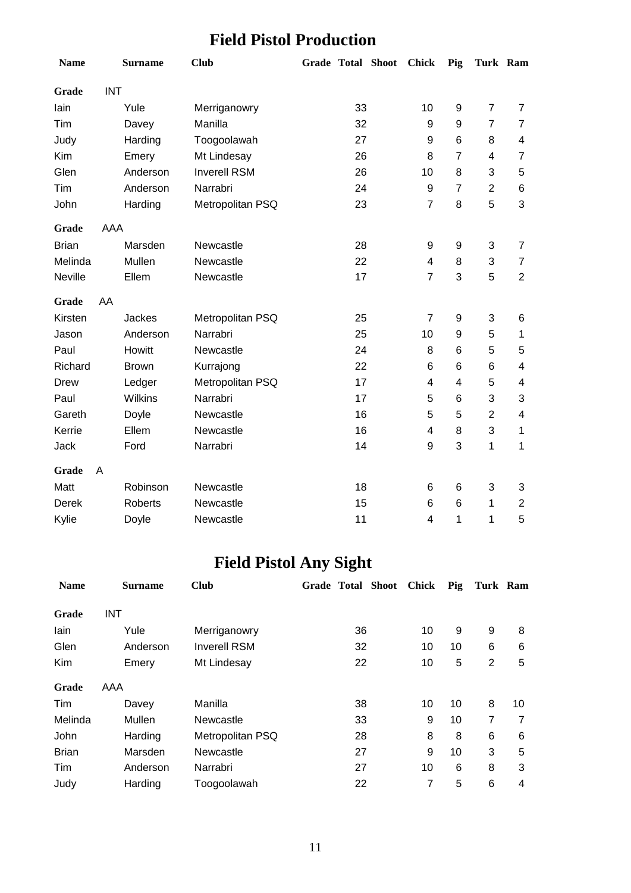# Field Pistol Production

| Name | Surname | Club | Grade | Total | Shoot | Chick | Pig | Turk | Ram |
|---|---|---|---|---|---|---|---|---|---|
| **Grade** | INT | | | | | | | | |
| Iain | Yule | Merriganowry | | 33 | | 10 | 9 | 7 | 7 |
| Tim | Davey | Manilla | | 32 | | 9 | 9 | 7 | 7 |
| Judy | Harding | Toogoolawah | | 27 | | 9 | 6 | 8 | 4 |
| Kim | Emery | Mt Lindesay | | 26 | | 8 | 7 | 4 | 7 |
| Glen | Anderson | Inverell RSM | | 26 | | 10 | 8 | 3 | 5 |
| Tim | Anderson | Narrabri | | 24 | | 9 | 7 | 2 | 6 |
| John | Harding | Metropolitan PSQ | | 23 | | 7 | 8 | 5 | 3 |
| **Grade** | AAA | | | | | | | | |
| Brian | Marsden | Newcastle | | 28 | | 9 | 9 | 3 | 7 |
| Melinda | Mullen | Newcastle | | 22 | | 4 | 8 | 3 | 7 |
| Neville | Ellem | Newcastle | | 17 | | 7 | 3 | 5 | 2 |
| **Grade** | AA | | | | | | | | |
| Kirsten | Jackes | Metropolitan PSQ | | 25 | | 7 | 9 | 3 | 6 |
| Jason | Anderson | Narrabri | | 25 | | 10 | 9 | 5 | 1 |
| Paul | Howitt | Newcastle | | 24 | | 8 | 6 | 5 | 5 |
| Richard | Brown | Kurrajong | | 22 | | 6 | 6 | 6 | 4 |
| Drew | Ledger | Metropolitan PSQ | | 17 | | 4 | 4 | 5 | 4 |
| Paul | Wilkins | Narrabri | | 17 | | 5 | 6 | 3 | 3 |
| Gareth | Doyle | Newcastle | | 16 | | 5 | 5 | 2 | 4 |
| Kerrie | Ellem | Newcastle | | 16 | | 4 | 8 | 3 | 1 |
| Jack | Ford | Narrabri | | 14 | | 9 | 3 | 1 | 1 |
| **Grade** | A | | | | | | | | |
| Matt | Robinson | Newcastle | | 18 | | 6 | 6 | 3 | 3 |
| Derek | Roberts | Newcastle | | 15 | | 6 | 6 | 1 | 2 |
| Kylie | Doyle | Newcastle | | 11 | | 4 | 1 | 1 | 5 |

# Field Pistol Any Sight

| Name | Surname | Club | Grade | Total | Shoot | Chick | Pig | Turk | Ram |
|---|---|---|---|---|---|---|---|---|---|
| **Grade** | INT | | | | | | | | |
| Iain | Yule | Merriganowry | | 36 | | 10 | 9 | 9 | 8 |
| Glen | Anderson | Inverell RSM | | 32 | | 10 | 10 | 6 | 6 |
| Kim | Emery | Mt Lindesay | | 22 | | 10 | 5 | 2 | 5 |
| **Grade** | AAA | | | | | | | | |
| Tim | Davey | Manilla | | 38 | | 10 | 10 | 8 | 10 |
| Melinda | Mullen | Newcastle | | 33 | | 9 | 10 | 7 | 7 |
| John | Harding | Metropolitan PSQ | | 28 | | 8 | 8 | 6 | 6 |
| Brian | Marsden | Newcastle | | 27 | | 9 | 10 | 3 | 5 |
| Tim | Anderson | Narrabri | | 27 | | 10 | 6 | 8 | 3 |
| Judy | Harding | Toogoolawah | | 22 | | 7 | 5 | 6 | 4 |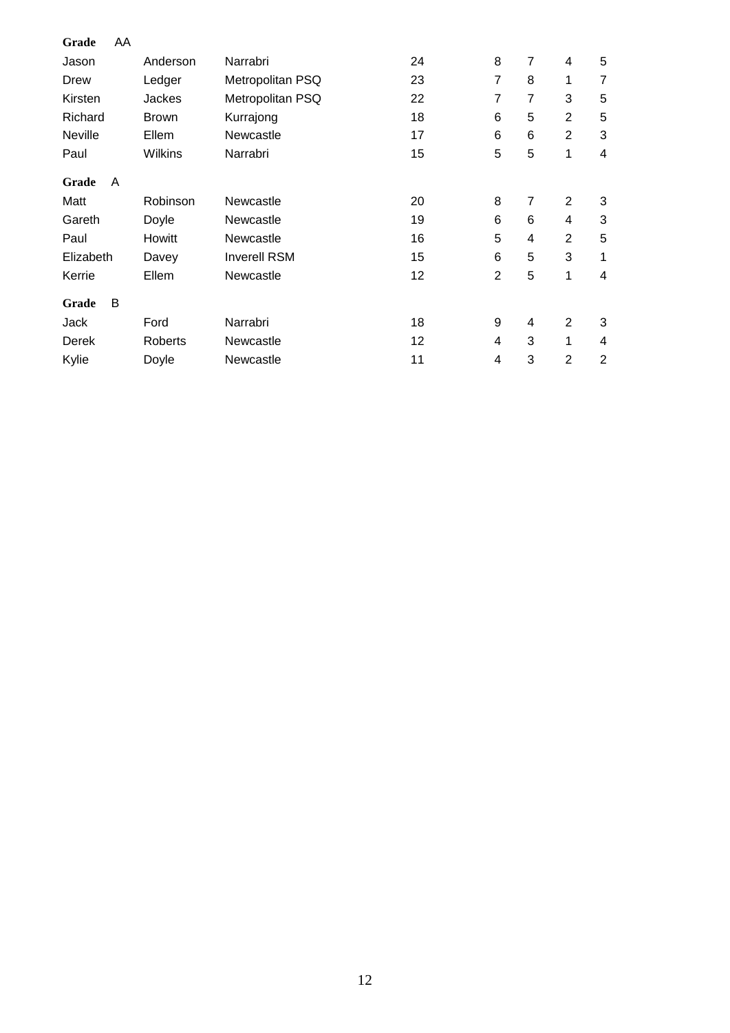**Grade** AA

| | | | | | | | |
|---|---|---|---|---|---|---|---|
| Jason | Anderson | Narrabri | 24 | 8 | 7 | 4 | 5 |
| Drew | Ledger | Metropolitan PSQ | 23 | 7 | 8 | 1 | 7 |
| Kirsten | Jackes | Metropolitan PSQ | 22 | 7 | 7 | 3 | 5 |
| Richard | Brown | Kurrajong | 18 | 6 | 5 | 2 | 5 |
| Neville | Ellem | Newcastle | 17 | 6 | 6 | 2 | 3 |
| Paul | Wilkins | Narrabri | 15 | 5 | 5 | 1 | 4 |

**Grade** A

| | | | | | | | |
|---|---|---|---|---|---|---|---|
| Matt | Robinson | Newcastle | 20 | 8 | 7 | 2 | 3 |
| Gareth | Doyle | Newcastle | 19 | 6 | 6 | 4 | 3 |
| Paul | Howitt | Newcastle | 16 | 5 | 4 | 2 | 5 |
| Elizabeth | Davey | Inverell RSM | 15 | 6 | 5 | 3 | 1 |
| Kerrie | Ellem | Newcastle | 12 | 2 | 5 | 1 | 4 |

**Grade** B

| | | | | | | | |
|---|---|---|---|---|---|---|---|
| Jack | Ford | Narrabri | 18 | 9 | 4 | 2 | 3 |
| Derek | Roberts | Newcastle | 12 | 4 | 3 | 1 | 4 |
| Kylie | Doyle | Newcastle | 11 | 4 | 3 | 2 | 2 |